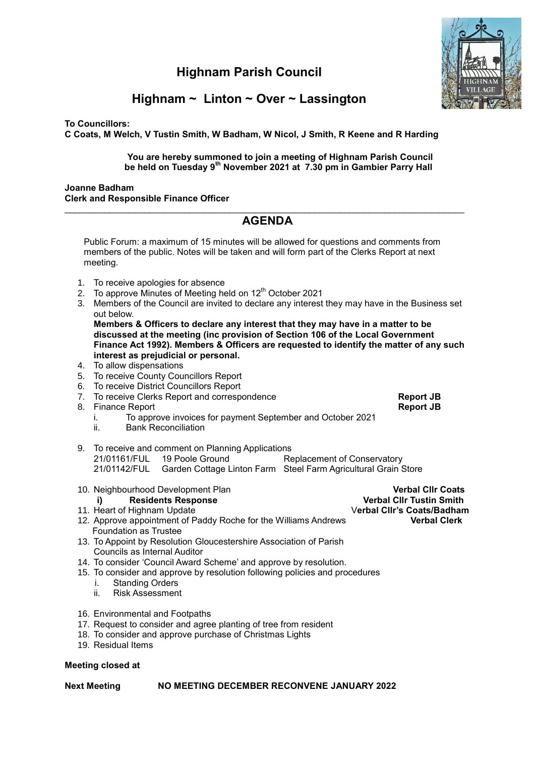# Highnam Parish Council

## Highnam ~ Linton ~ Over ~ Lassington

**To Councillors:**
**C Coats, M Welch, V Tustin Smith, W Badham, W Nicol, J Smith, R Keene and R Harding**

**You are hereby summoned to join a meeting of Highnam Parish Council be held on Tuesday 9th November 2021 at 7.30 pm in Gambier Parry Hall**

**Joanne Badham**
**Clerk and Responsible Finance Officer**

---

## AGENDA

Public Forum: a maximum of 15 minutes will be allowed for questions and comments from members of the public. Notes will be taken and will form part of the Clerks Report at next meeting.

1. To receive apologies for absence
2. To approve Minutes of Meeting held on 12th October 2021
3. Members of the Council are invited to declare any interest they may have in the Business set out below.
   **Members & Officers to declare any interest that they may have in a matter to be discussed at the meeting (inc provision of Section 106 of the Local Government Finance Act 1992). Members & Officers are requested to identify the matter of any such interest as prejudicial or personal.**
4. To allow dispensations
5. To receive County Councillors Report
6. To receive District Councillors Report
7. To receive Clerks Report and correspondence — **Report JB**
8. Finance Report — **Report JB**
   i. To approve invoices for payment September and October 2021
   ii. Bank Reconciliation
9. To receive and comment on Planning Applications

| | | |
|---|---|---|
| 21/01161/FUL | 19 Poole Ground | Replacement of Conservatory |
| 21/01142/FUL | Garden Cottage Linton Farm | Steel Farm Agricultural Grain Store |

10. Neighbourhood Development Plan — **Verbal Cllr Coats**
    **i) Residents Response** — **Verbal Cllr Tustin Smith**
11. Heart of Highnam Update — **Verbal Cllr's Coats/Badham**
12. Approve appointment of Paddy Roche for the Williams Andrews Foundation as Trustee — **Verbal Clerk**
13. To Appoint by Resolution Gloucestershire Association of Parish Councils as Internal Auditor
14. To consider 'Council Award Scheme' and approve by resolution.
15. To consider and approve by resolution following policies and procedures
    i. Standing Orders
    ii. Risk Assessment
16. Environmental and Footpaths
17. Request to consider and agree planting of tree from resident
18. To consider and approve purchase of Christmas Lights
19. Residual Items

**Meeting closed at**

**Next Meeting** **NO MEETING DECEMBER RECONVENE JANUARY 2022**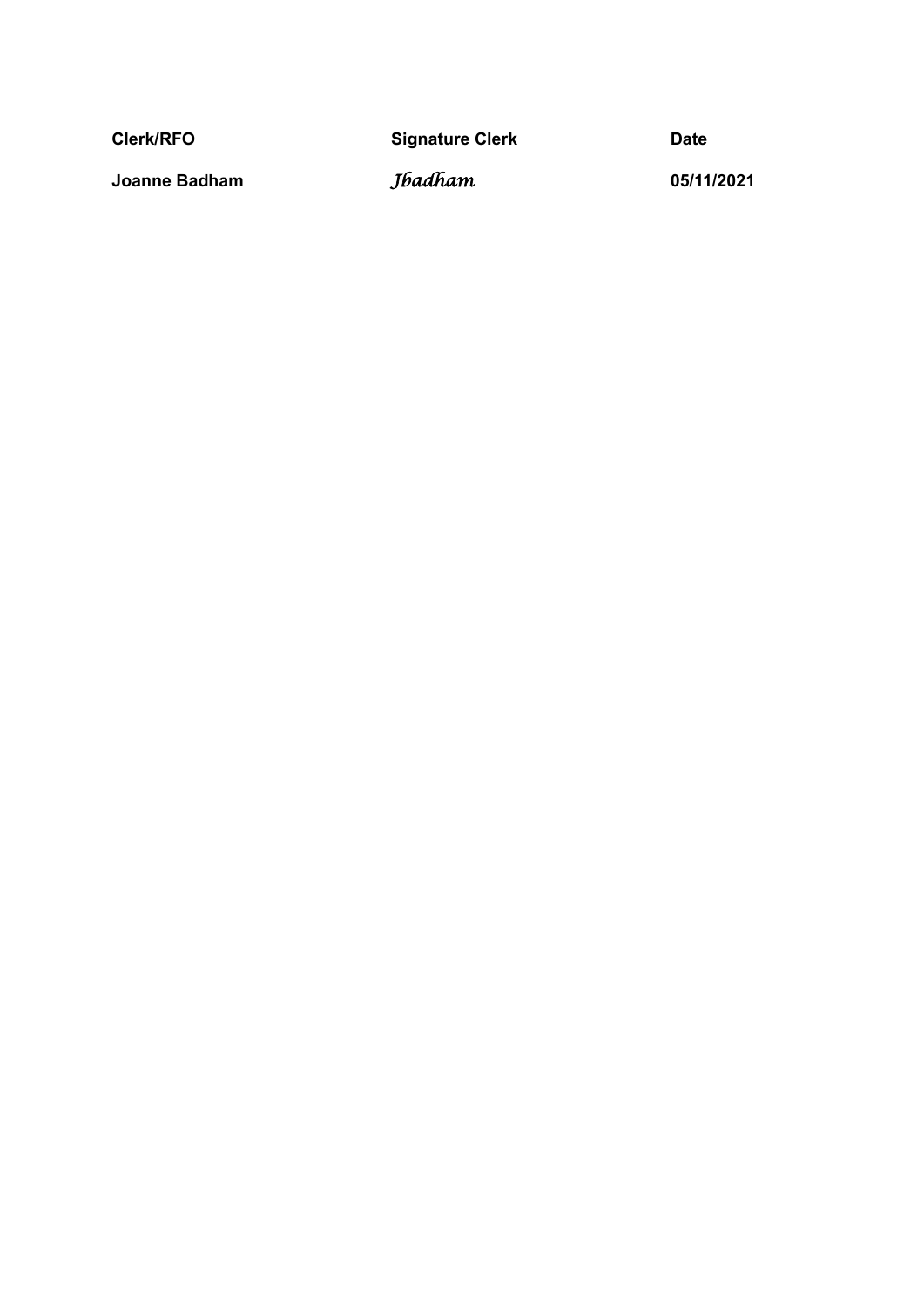| Clerk/RFO | Signature Clerk | Date |
| --- | --- | --- |
| Joanne Badham | *Jbadham* | 05/11/2021 |